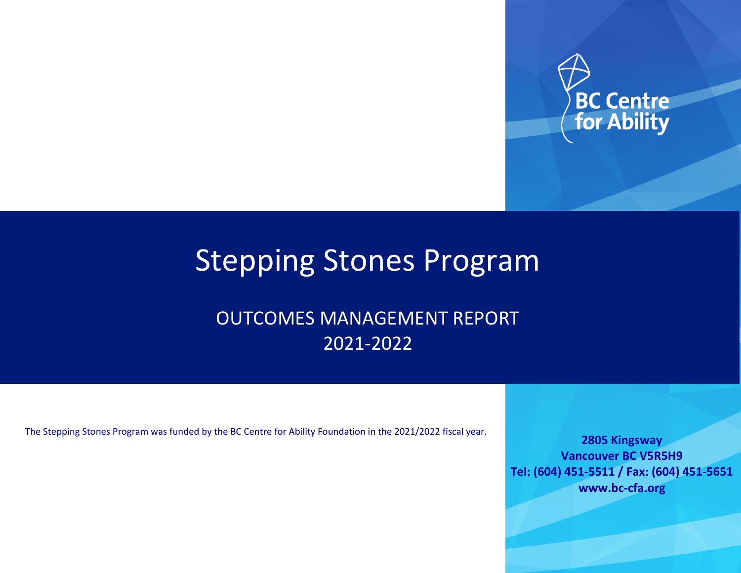BC Centre for Ability

# Stepping Stones Program

## OUTCOMES MANAGEMENT REPORT 2021-2022

The Stepping Stones Program was funded by the BC Centre for Ability Foundation in the 2021/2022 fiscal year.

**2805 Kingsway**
**Vancouver BC V5R5H9**
**Tel: (604) 451-5511 / Fax: (604) 451-5651**
**www.bc-cfa.org**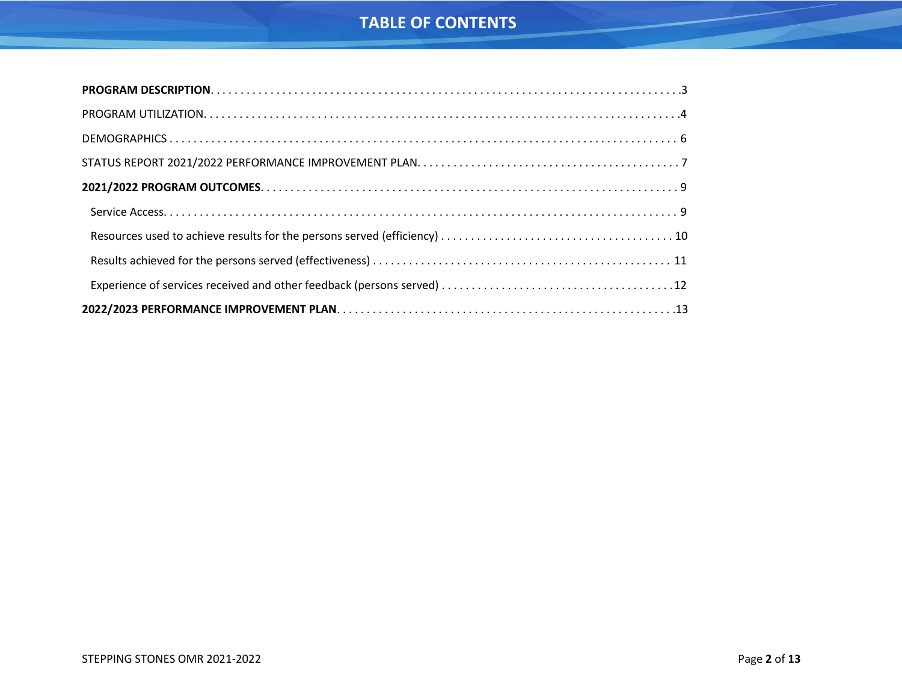# TABLE OF CONTENTS

**PROGRAM DESCRIPTION**. . . . . . . . . . . . . . . . . . . . . . . . . . . . . . . . . . . . . . . . . . . . . . . . . . . . . . . . . . . . . . . . . . . . . . . . . . .3

PROGRAM UTILIZATION. . . . . . . . . . . . . . . . . . . . . . . . . . . . . . . . . . . . . . . . . . . . . . . . . . . . . . . . . . . . . . . . . . . . . . . . . . .4

DEMOGRAPHICS . . . . . . . . . . . . . . . . . . . . . . . . . . . . . . . . . . . . . . . . . . . . . . . . . . . . . . . . . . . . . . . . . . . . . . . . . . . . . 6

STATUS REPORT 2021/2022 PERFORMANCE IMPROVEMENT PLAN. . . . . . . . . . . . . . . . . . . . . . . . . . . . . . . . . . . . . . . . . . . 7

**2021/2022 PROGRAM OUTCOMES**. . . . . . . . . . . . . . . . . . . . . . . . . . . . . . . . . . . . . . . . . . . . . . . . . . . . . . . . . . . . . . . . . 9

- Service Access. . . . . . . . . . . . . . . . . . . . . . . . . . . . . . . . . . . . . . . . . . . . . . . . . . . . . . . . . . . . . . . . . . . . . . . . . . . . . . 9
- Resources used to achieve results for the persons served (efficiency) . . . . . . . . . . . . . . . . . . . . . . . . . . . . . . . . . . . . . . 10
- Results achieved for the persons served (effectiveness) . . . . . . . . . . . . . . . . . . . . . . . . . . . . . . . . . . . . . . . . . . . . . . . . . 11
- Experience of services received and other feedback (persons served) . . . . . . . . . . . . . . . . . . . . . . . . . . . . . . . . . . . . . .12

**2022/2023 PERFORMANCE IMPROVEMENT PLAN**. . . . . . . . . . . . . . . . . . . . . . . . . . . . . . . . . . . . . . . . . . . . . . . . . . . . . .13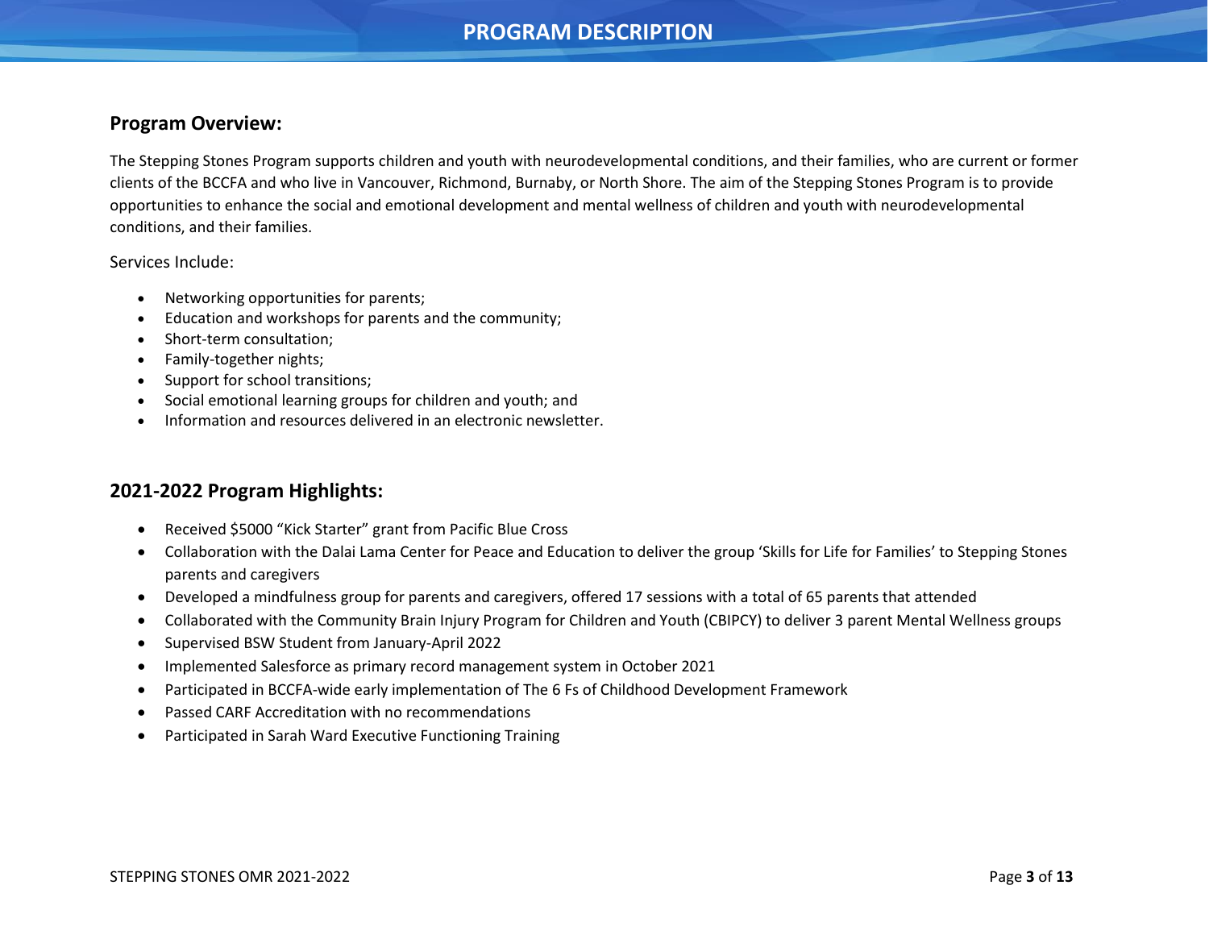# PROGRAM DESCRIPTION

## Program Overview:

The Stepping Stones Program supports children and youth with neurodevelopmental conditions, and their families, who are current or former clients of the BCCFA and who live in Vancouver, Richmond, Burnaby, or North Shore. The aim of the Stepping Stones Program is to provide opportunities to enhance the social and emotional development and mental wellness of children and youth with neurodevelopmental conditions, and their families.

Services Include:

- Networking opportunities for parents;
- Education and workshops for parents and the community;
- Short-term consultation;
- Family-together nights;
- Support for school transitions;
- Social emotional learning groups for children and youth; and
- Information and resources delivered in an electronic newsletter.

## 2021-2022 Program Highlights:

- Received $5000 “Kick Starter” grant from Pacific Blue Cross
- Collaboration with the Dalai Lama Center for Peace and Education to deliver the group ‘Skills for Life for Families’ to Stepping Stones parents and caregivers
- Developed a mindfulness group for parents and caregivers, offered 17 sessions with a total of 65 parents that attended
- Collaborated with the Community Brain Injury Program for Children and Youth (CBIPCY) to deliver 3 parent Mental Wellness groups
- Supervised BSW Student from January-April 2022
- Implemented Salesforce as primary record management system in October 2021
- Participated in BCCFA-wide early implementation of The 6 Fs of Childhood Development Framework
- Passed CARF Accreditation with no recommendations
- Participated in Sarah Ward Executive Functioning Training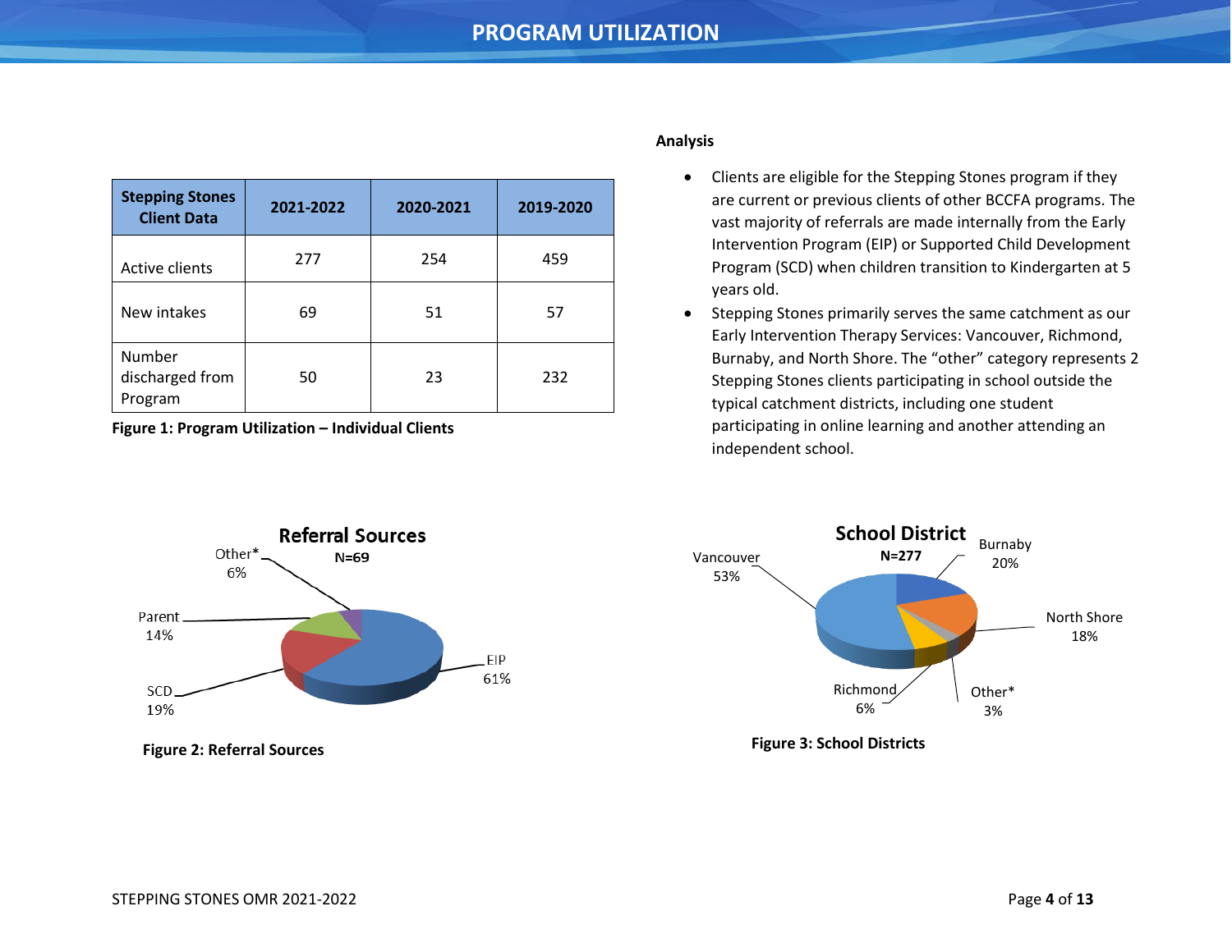# PROGRAM UTILIZATION

| Stepping Stones Client Data | 2021-2022 | 2020-2021 | 2019-2020 |
|---|---|---|---|
| Active clients | 277 | 254 | 459 |
| New intakes | 69 | 51 | 57 |
| Number discharged from Program | 50 | 23 | 232 |

**Figure 1: Program Utilization – Individual Clients**

**Analysis**

- Clients are eligible for the Stepping Stones program if they are current or previous clients of other BCCFA programs. The vast majority of referrals are made internally from the Early Intervention Program (EIP) or Supported Child Development Program (SCD) when children transition to Kindergarten at 5 years old.
- Stepping Stones primarily serves the same catchment as our Early Intervention Therapy Services: Vancouver, Richmond, Burnaby, and North Shore. The "other" category represents 2 Stepping Stones clients participating in school outside the typical catchment districts, including one student participating in online learning and another attending an independent school.

**Referral Sources**
N=69

| Source | Percentage |
|---|---|
| EIP | 61% |
| SCD | 19% |
| Parent | 14% |
| Other* | 6% |

**Figure 2: Referral Sources**

**School District**
N=277

| District | Percentage |
|---|---|
| Vancouver | 53% |
| Burnaby | 20% |
| North Shore | 18% |
| Richmond | 6% |
| Other* | 3% |

**Figure 3: School Districts**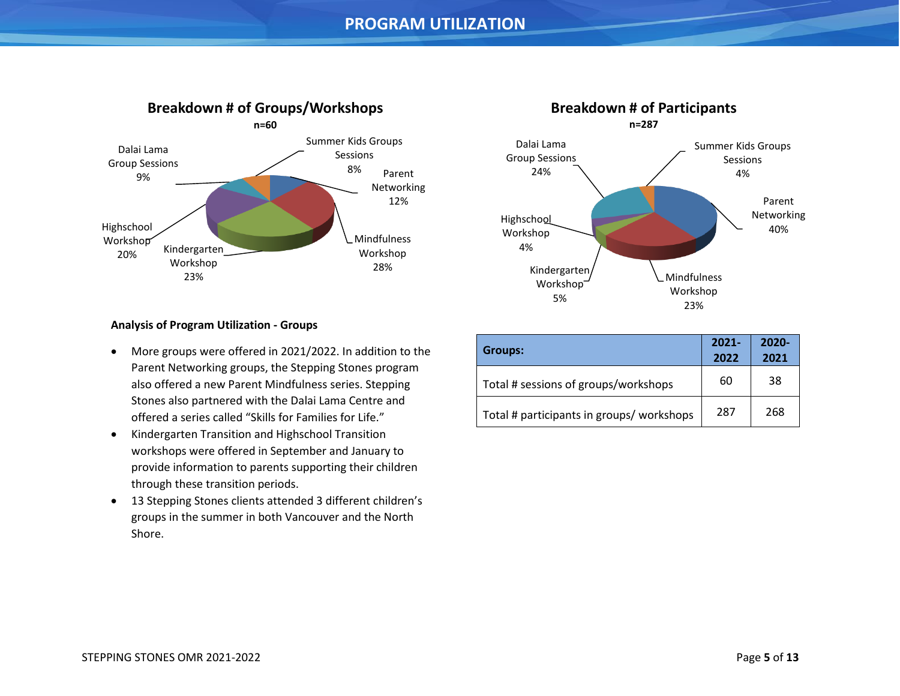# PROGRAM UTILIZATION

**Breakdown # of Groups/Workshops**

**n=60**

- Summer Kids Groups Sessions 8%
- Parent Networking 12%
- Mindfulness Workshop 28%
- Kindergarten Workshop 23%
- Highschool Workshop 20%
- Dalai Lama Group Sessions 9%

**Breakdown # of Participants**

**n=287**

- Summer Kids Groups Sessions 4%
- Parent Networking 40%
- Mindfulness Workshop 23%
- Kindergarten Workshop 5%
- Highschool Workshop 4%
- Dalai Lama Group Sessions 24%

### Analysis of Program Utilization - Groups

- More groups were offered in 2021/2022. In addition to the Parent Networking groups, the Stepping Stones program also offered a new Parent Mindfulness series. Stepping Stones also partnered with the Dalai Lama Centre and offered a series called "Skills for Families for Life."
- Kindergarten Transition and Highschool Transition workshops were offered in September and January to provide information to parents supporting their children through these transition periods.
- 13 Stepping Stones clients attended 3 different children's groups in the summer in both Vancouver and the North Shore.

| Groups: | 2021-2022 | 2020-2021 |
|---|---|---|
| Total # sessions of groups/workshops | 60 | 38 |
| Total # participants in groups/ workshops | 287 | 268 |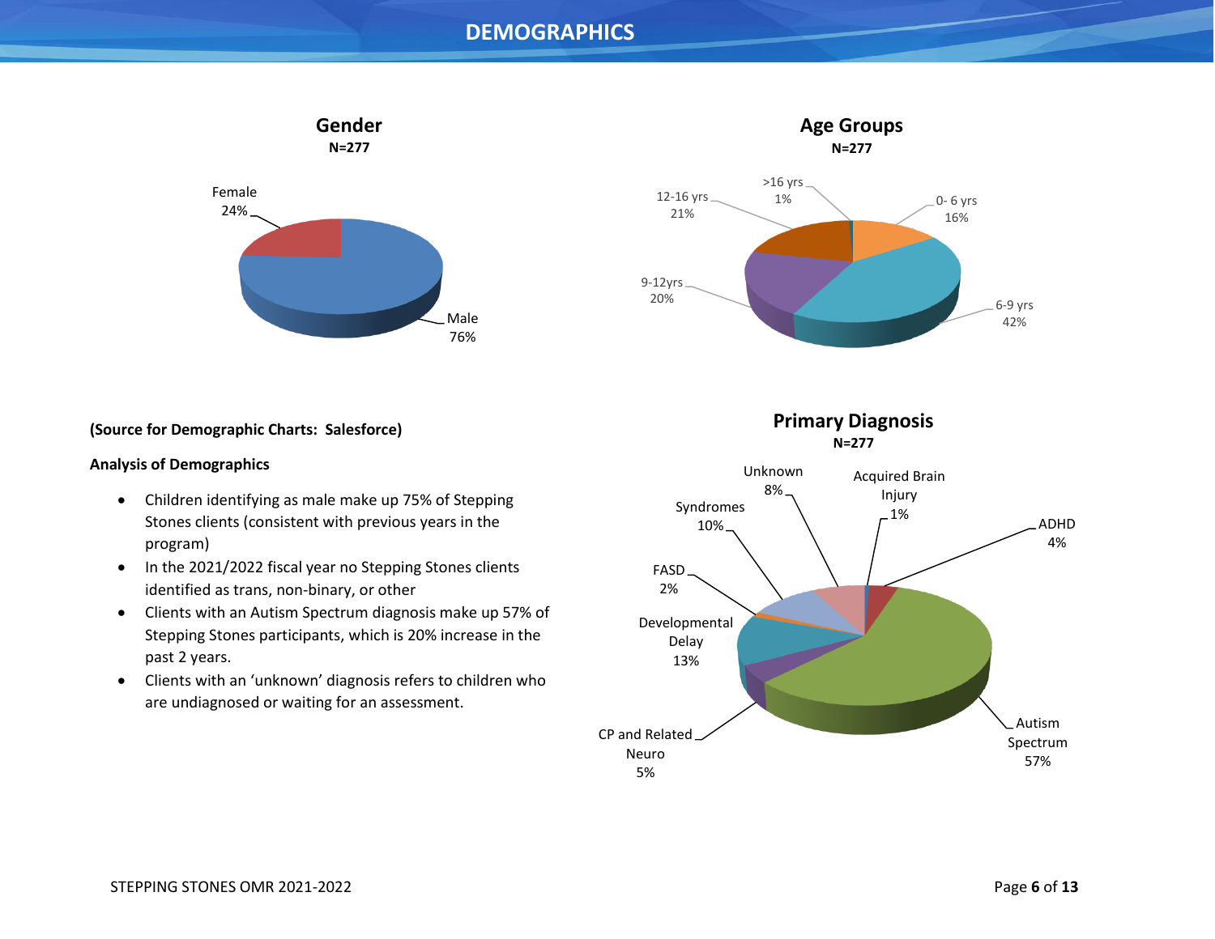# DEMOGRAPHICS

**Gender**
**N=277**

Female 24%
Male 76%

**Age Groups**
**N=277**

>16 yrs 1%
0- 6 yrs 16%
6-9 yrs 42%
9-12yrs 20%
12-16 yrs 21%

**(Source for Demographic Charts: Salesforce)**

**Analysis of Demographics**

- Children identifying as male make up 75% of Stepping Stones clients (consistent with previous years in the program)
- In the 2021/2022 fiscal year no Stepping Stones clients identified as trans, non-binary, or other
- Clients with an Autism Spectrum diagnosis make up 57% of Stepping Stones participants, which is 20% increase in the past 2 years.
- Clients with an 'unknown' diagnosis refers to children who are undiagnosed or waiting for an assessment.

**Primary Diagnosis**
**N=277**

Unknown 8%
Acquired Brain Injury 1%
ADHD 4%
Syndromes 10%
FASD 2%
Developmental Delay 13%
CP and Related Neuro 5%
Autism Spectrum 57%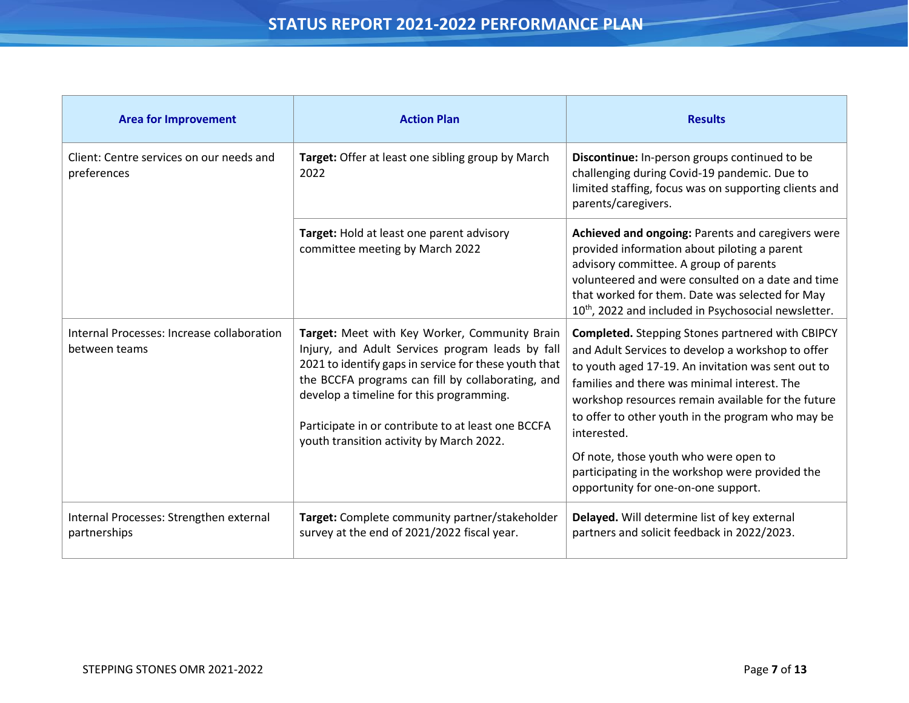# STATUS REPORT 2021-2022 PERFORMANCE PLAN

| Area for Improvement | Action Plan | Results |
|---|---|---|
| Client: Centre services on our needs and preferences | **Target:** Offer at least one sibling group by March 2022 | **Discontinue:** In-person groups continued to be challenging during Covid-19 pandemic. Due to limited staffing, focus was on supporting clients and parents/caregivers. |
| | **Target:** Hold at least one parent advisory committee meeting by March 2022 | **Achieved and ongoing:** Parents and caregivers were provided information about piloting a parent advisory committee. A group of parents volunteered and were consulted on a date and time that worked for them. Date was selected for May 10th, 2022 and included in Psychosocial newsletter. |
| Internal Processes: Increase collaboration between teams | **Target:** Meet with Key Worker, Community Brain Injury, and Adult Services program leads by fall 2021 to identify gaps in service for these youth that the BCCFA programs can fill by collaborating, and develop a timeline for this programming.<br><br>Participate in or contribute to at least one BCCFA youth transition activity by March 2022. | **Completed.** Stepping Stones partnered with CBIPCY and Adult Services to develop a workshop to offer to youth aged 17-19. An invitation was sent out to families and there was minimal interest. The workshop resources remain available for the future to offer to other youth in the program who may be interested.<br><br>Of note, those youth who were open to participating in the workshop were provided the opportunity for one-on-one support. |
| Internal Processes: Strengthen external partnerships | **Target:** Complete community partner/stakeholder survey at the end of 2021/2022 fiscal year. | **Delayed.** Will determine list of key external partners and solicit feedback in 2022/2023. |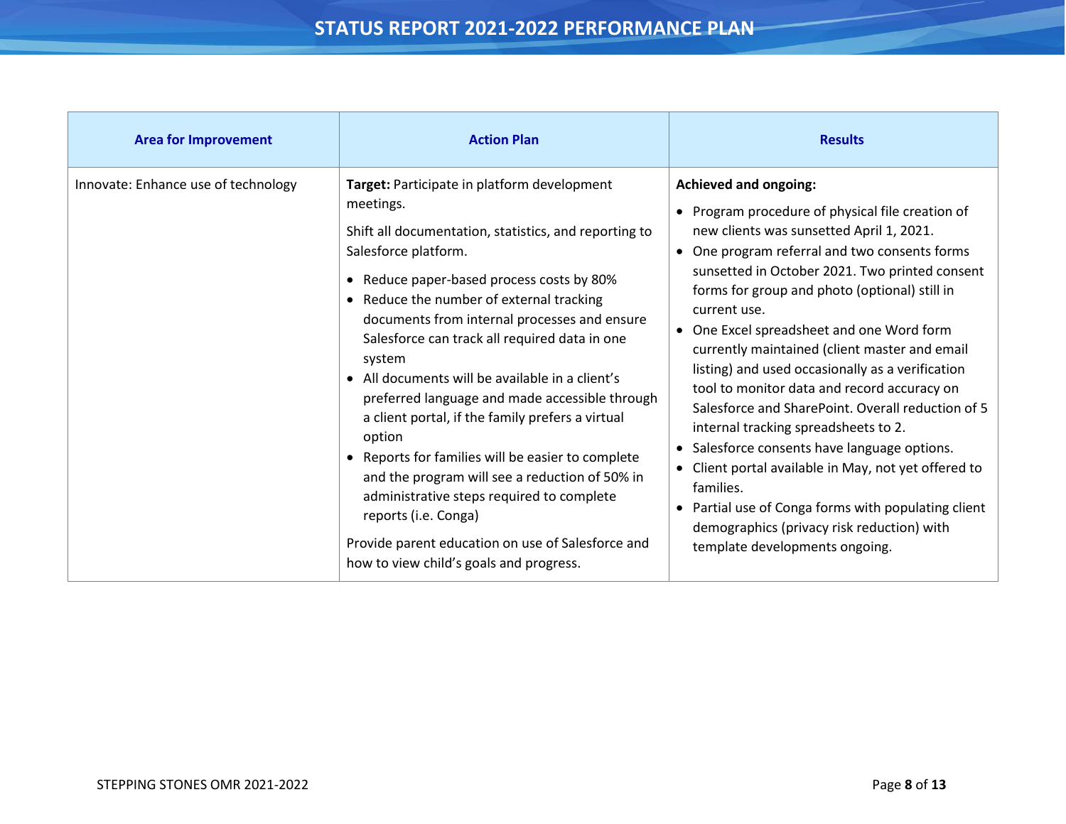| Area for Improvement | Action Plan | Results |
| --- | --- | --- |
| Innovate: Enhance use of technology | **Target:** Participate in platform development meetings.<br><br>Shift all documentation, statistics, and reporting to Salesforce platform.<br><br>• Reduce paper-based process costs by 80%<br>• Reduce the number of external tracking documents from internal processes and ensure Salesforce can track all required data in one system<br>• All documents will be available in a client's preferred language and made accessible through a client portal, if the family prefers a virtual option<br>• Reports for families will be easier to complete and the program will see a reduction of 50% in administrative steps required to complete reports (i.e. Conga)<br><br>Provide parent education on use of Salesforce and how to view child's goals and progress. | **Achieved and ongoing:**<br><br>• Program procedure of physical file creation of new clients was sunsetted April 1, 2021.<br>• One program referral and two consents forms sunsetted in October 2021. Two printed consent forms for group and photo (optional) still in current use.<br>• One Excel spreadsheet and one Word form currently maintained (client master and email listing) and used occasionally as a verification tool to monitor data and record accuracy on Salesforce and SharePoint. Overall reduction of 5 internal tracking spreadsheets to 2.<br>• Salesforce consents have language options.<br>• Client portal available in May, not yet offered to families.<br>• Partial use of Conga forms with populating client demographics (privacy risk reduction) with template developments ongoing. |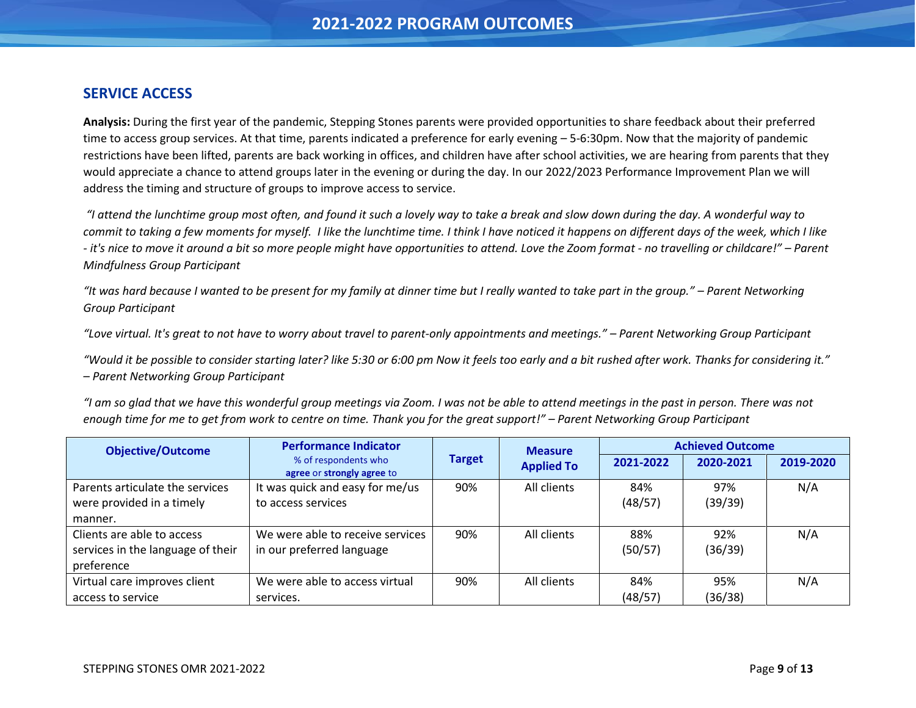# 2021-2022 PROGRAM OUTCOMES

## SERVICE ACCESS

**Analysis:** During the first year of the pandemic, Stepping Stones parents were provided opportunities to share feedback about their preferred time to access group services. At that time, parents indicated a preference for early evening – 5-6:30pm. Now that the majority of pandemic restrictions have been lifted, parents are back working in offices, and children have after school activities, we are hearing from parents that they would appreciate a chance to attend groups later in the evening or during the day. In our 2022/2023 Performance Improvement Plan we will address the timing and structure of groups to improve access to service.

*"I attend the lunchtime group most often, and found it such a lovely way to take a break and slow down during the day. A wonderful way to commit to taking a few moments for myself. I like the lunchtime time. I think I have noticed it happens on different days of the week, which I like - it's nice to move it around a bit so more people might have opportunities to attend. Love the Zoom format - no travelling or childcare!" – Parent Mindfulness Group Participant*

*"It was hard because I wanted to be present for my family at dinner time but I really wanted to take part in the group." – Parent Networking Group Participant*

*"Love virtual. It's great to not have to worry about travel to parent-only appointments and meetings." – Parent Networking Group Participant*

*"Would it be possible to consider starting later? like 5:30 or 6:00 pm Now it feels too early and a bit rushed after work. Thanks for considering it." – Parent Networking Group Participant*

*"I am so glad that we have this wonderful group meetings via Zoom. I was not be able to attend meetings in the past in person. There was not enough time for me to get from work to centre on time. Thank you for the great support!" – Parent Networking Group Participant*

| Objective/Outcome | Performance Indicator<br>% of respondents who **agree** or **strongly agree** to | Target | Measure Applied To | Achieved Outcome | | |
|---|---|---|---|---|---|---|
| | | | | 2021-2022 | 2020-2021 | 2019-2020 |
| Parents articulate the services were provided in a timely manner. | It was quick and easy for me/us to access services | 90% | All clients | 84% (48/57) | 97% (39/39) | N/A |
| Clients are able to access services in the language of their preference | We were able to receive services in our preferred language | 90% | All clients | 88% (50/57) | 92% (36/39) | N/A |
| Virtual care improves client access to service | We were able to access virtual services. | 90% | All clients | 84% (48/57) | 95% (36/38) | N/A |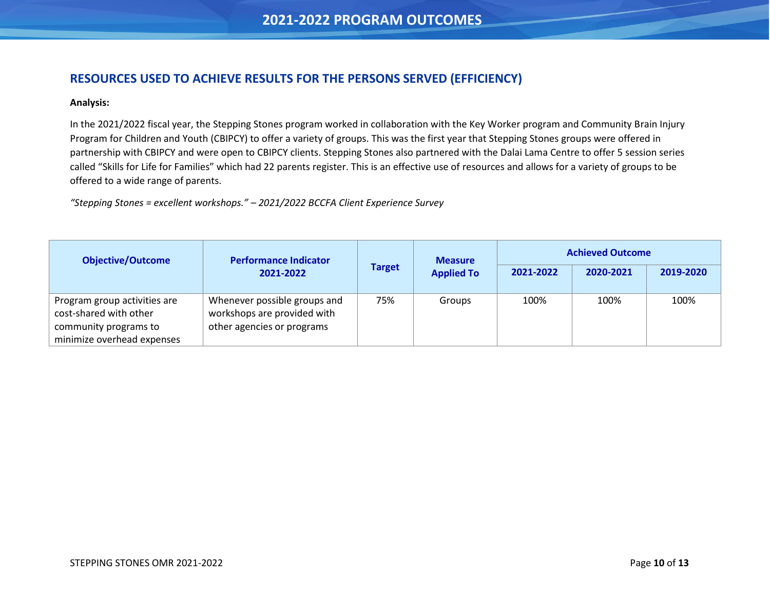# 2021-2022 PROGRAM OUTCOMES

## RESOURCES USED TO ACHIEVE RESULTS FOR THE PERSONS SERVED (EFFICIENCY)

**Analysis:**

In the 2021/2022 fiscal year, the Stepping Stones program worked in collaboration with the Key Worker program and Community Brain Injury Program for Children and Youth (CBIPCY) to offer a variety of groups. This was the first year that Stepping Stones groups were offered in partnership with CBIPCY and were open to CBIPCY clients. Stepping Stones also partnered with the Dalai Lama Centre to offer 5 session series called "Skills for Life for Families" which had 22 parents register. This is an effective use of resources and allows for a variety of groups to be offered to a wide range of parents.

*"Stepping Stones = excellent workshops." – 2021/2022 BCCFA Client Experience Survey*

| Objective/Outcome | Performance Indicator 2021-2022 | Target | Measure Applied To | Achieved Outcome | | |
|---|---|---|---|---|---|---|
| | | | | 2021-2022 | 2020-2021 | 2019-2020 |
| Program group activities are cost-shared with other community programs to minimize overhead expenses | Whenever possible groups and workshops are provided with other agencies or programs | 75% | Groups | 100% | 100% | 100% |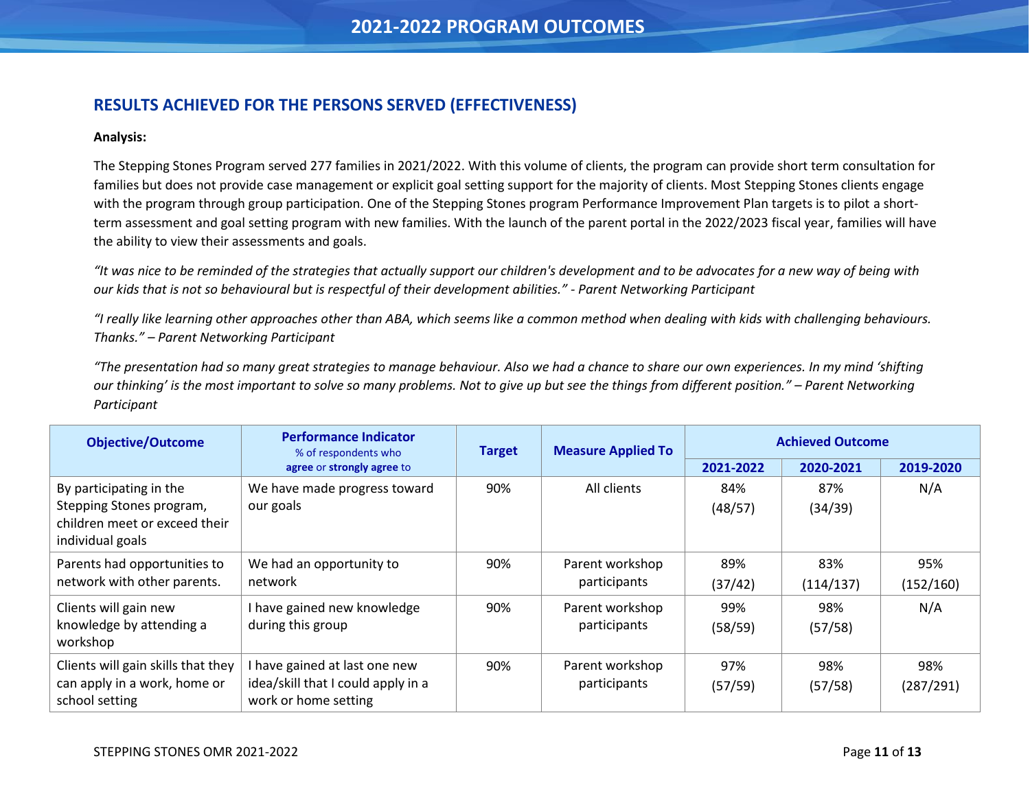# 2021-2022 PROGRAM OUTCOMES

## RESULTS ACHIEVED FOR THE PERSONS SERVED (EFFECTIVENESS)

**Analysis:**

The Stepping Stones Program served 277 families in 2021/2022. With this volume of clients, the program can provide short term consultation for families but does not provide case management or explicit goal setting support for the majority of clients. Most Stepping Stones clients engage with the program through group participation. One of the Stepping Stones program Performance Improvement Plan targets is to pilot a short-term assessment and goal setting program with new families. With the launch of the parent portal in the 2022/2023 fiscal year, families will have the ability to view their assessments and goals.

*"It was nice to be reminded of the strategies that actually support our children's development and to be advocates for a new way of being with our kids that is not so behavioural but is respectful of their development abilities." - Parent Networking Participant*

*"I really like learning other approaches other than ABA, which seems like a common method when dealing with kids with challenging behaviours. Thanks." – Parent Networking Participant*

*"The presentation had so many great strategies to manage behaviour. Also we had a chance to share our own experiences. In my mind 'shifting our thinking' is the most important to solve so many problems. Not to give up but see the things from different position." – Parent Networking Participant*

| Objective/Outcome | Performance Indicator % of respondents who **agree** or **strongly agree** to | Target | Measure Applied To | Achieved Outcome | | |
|---|---|---|---|---|---|---|
| | | | | **2021-2022** | **2020-2021** | **2019-2020** |
| By participating in the Stepping Stones program, children meet or exceed their individual goals | We have made progress toward our goals | 90% | All clients | 84% (48/57) | 87% (34/39) | N/A |
| Parents had opportunities to network with other parents. | We had an opportunity to network | 90% | Parent workshop participants | 89% (37/42) | 83% (114/137) | 95% (152/160) |
| Clients will gain new knowledge by attending a workshop | I have gained new knowledge during this group | 90% | Parent workshop participants | 99% (58/59) | 98% (57/58) | N/A |
| Clients will gain skills that they can apply in a work, home or school setting | I have gained at last one new idea/skill that I could apply in a work or home setting | 90% | Parent workshop participants | 97% (57/59) | 98% (57/58) | 98% (287/291) |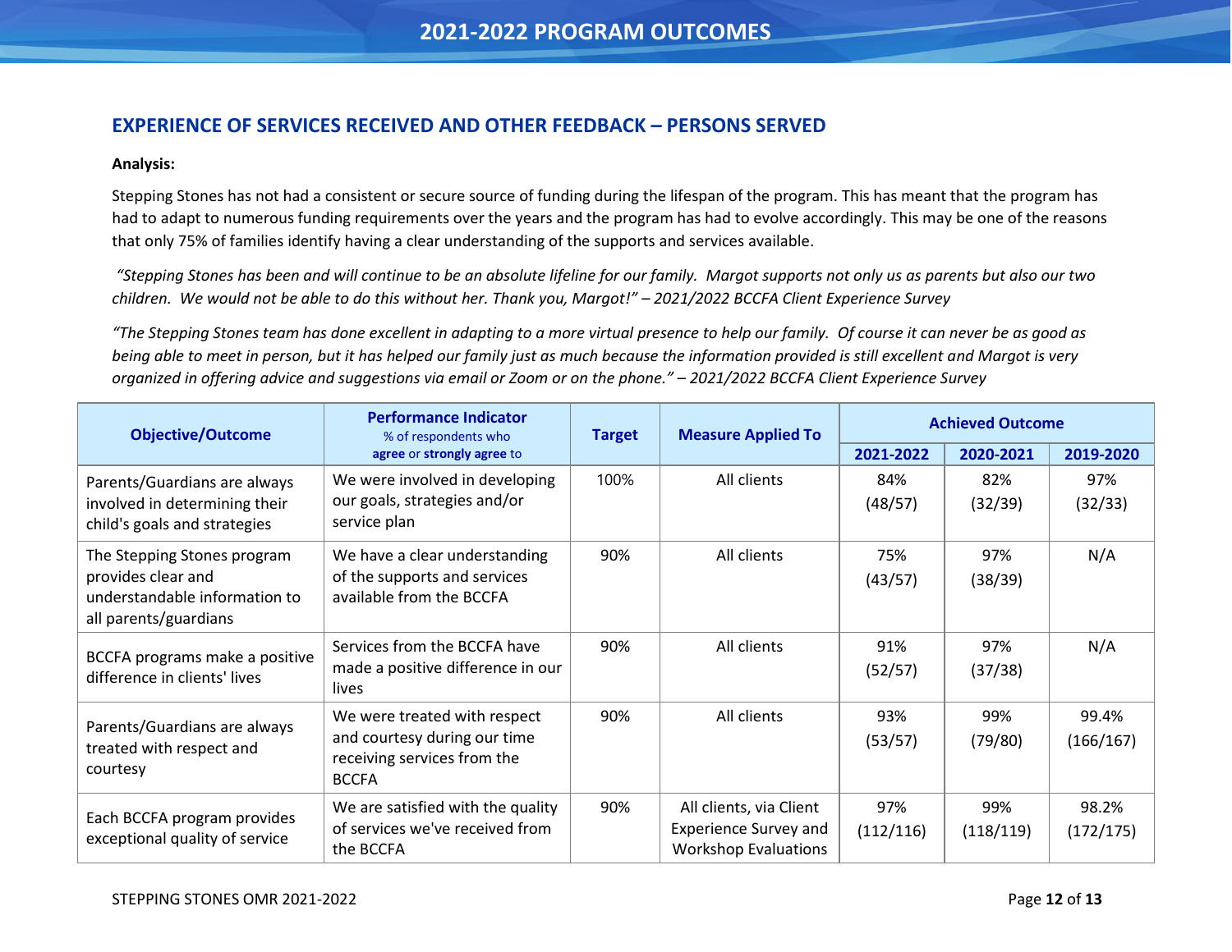# 2021-2022 PROGRAM OUTCOMES

## EXPERIENCE OF SERVICES RECEIVED AND OTHER FEEDBACK – PERSONS SERVED

**Analysis:**

Stepping Stones has not had a consistent or secure source of funding during the lifespan of the program. This has meant that the program has had to adapt to numerous funding requirements over the years and the program has had to evolve accordingly. This may be one of the reasons that only 75% of families identify having a clear understanding of the supports and services available.

*"Stepping Stones has been and will continue to be an absolute lifeline for our family. Margot supports not only us as parents but also our two children. We would not be able to do this without her. Thank you, Margot!" – 2021/2022 BCCFA Client Experience Survey*

*"The Stepping Stones team has done excellent in adapting to a more virtual presence to help our family. Of course it can never be as good as being able to meet in person, but it has helped our family just as much because the information provided is still excellent and Margot is very organized in offering advice and suggestions via email or Zoom or on the phone." – 2021/2022 BCCFA Client Experience Survey*

| Objective/Outcome | Performance Indicator % of respondents who **agree** or **strongly agree** to | Target | Measure Applied To | Achieved Outcome | | |
|---|---|---|---|---|---|---|
| | | | | **2021-2022** | **2020-2021** | **2019-2020** |
| Parents/Guardians are always involved in determining their child's goals and strategies | We were involved in developing our goals, strategies and/or service plan | 100% | All clients | 84% (48/57) | 82% (32/39) | 97% (32/33) |
| The Stepping Stones program provides clear and understandable information to all parents/guardians | We have a clear understanding of the supports and services available from the BCCFA | 90% | All clients | 75% (43/57) | 97% (38/39) | N/A |
| BCCFA programs make a positive difference in clients' lives | Services from the BCCFA have made a positive difference in our lives | 90% | All clients | 91% (52/57) | 97% (37/38) | N/A |
| Parents/Guardians are always treated with respect and courtesy | We were treated with respect and courtesy during our time receiving services from the BCCFA | 90% | All clients | 93% (53/57) | 99% (79/80) | 99.4% (166/167) |
| Each BCCFA program provides exceptional quality of service | We are satisfied with the quality of services we've received from the BCCFA | 90% | All clients, via Client Experience Survey and Workshop Evaluations | 97% (112/116) | 99% (118/119) | 98.2% (172/175) |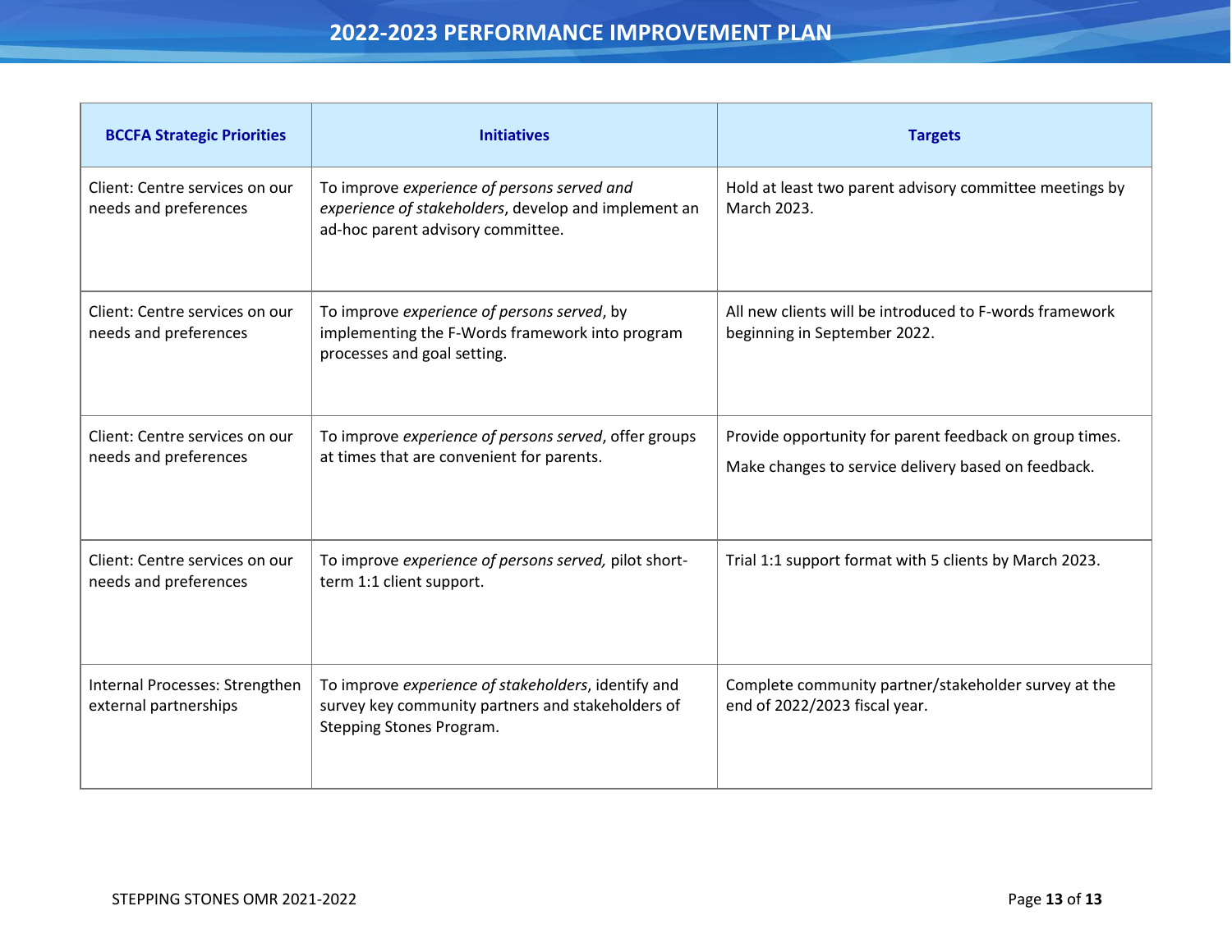# 2022-2023 PERFORMANCE IMPROVEMENT PLAN

| BCCFA Strategic Priorities | Initiatives | Targets |
|---|---|---|
| Client: Centre services on our needs and preferences | To improve *experience of persons served and experience of stakeholders*, develop and implement an ad-hoc parent advisory committee. | Hold at least two parent advisory committee meetings by March 2023. |
| Client: Centre services on our needs and preferences | To improve *experience of persons served*, by implementing the F-Words framework into program processes and goal setting. | All new clients will be introduced to F-words framework beginning in September 2022. |
| Client: Centre services on our needs and preferences | To improve *experience of persons served*, offer groups at times that are convenient for parents. | Provide opportunity for parent feedback on group times.<br>Make changes to service delivery based on feedback. |
| Client: Centre services on our needs and preferences | To improve *experience of persons served,* pilot short-term 1:1 client support. | Trial 1:1 support format with 5 clients by March 2023. |
| Internal Processes: Strengthen external partnerships | To improve *experience of stakeholders*, identify and survey key community partners and stakeholders of Stepping Stones Program. | Complete community partner/stakeholder survey at the end of 2022/2023 fiscal year. |